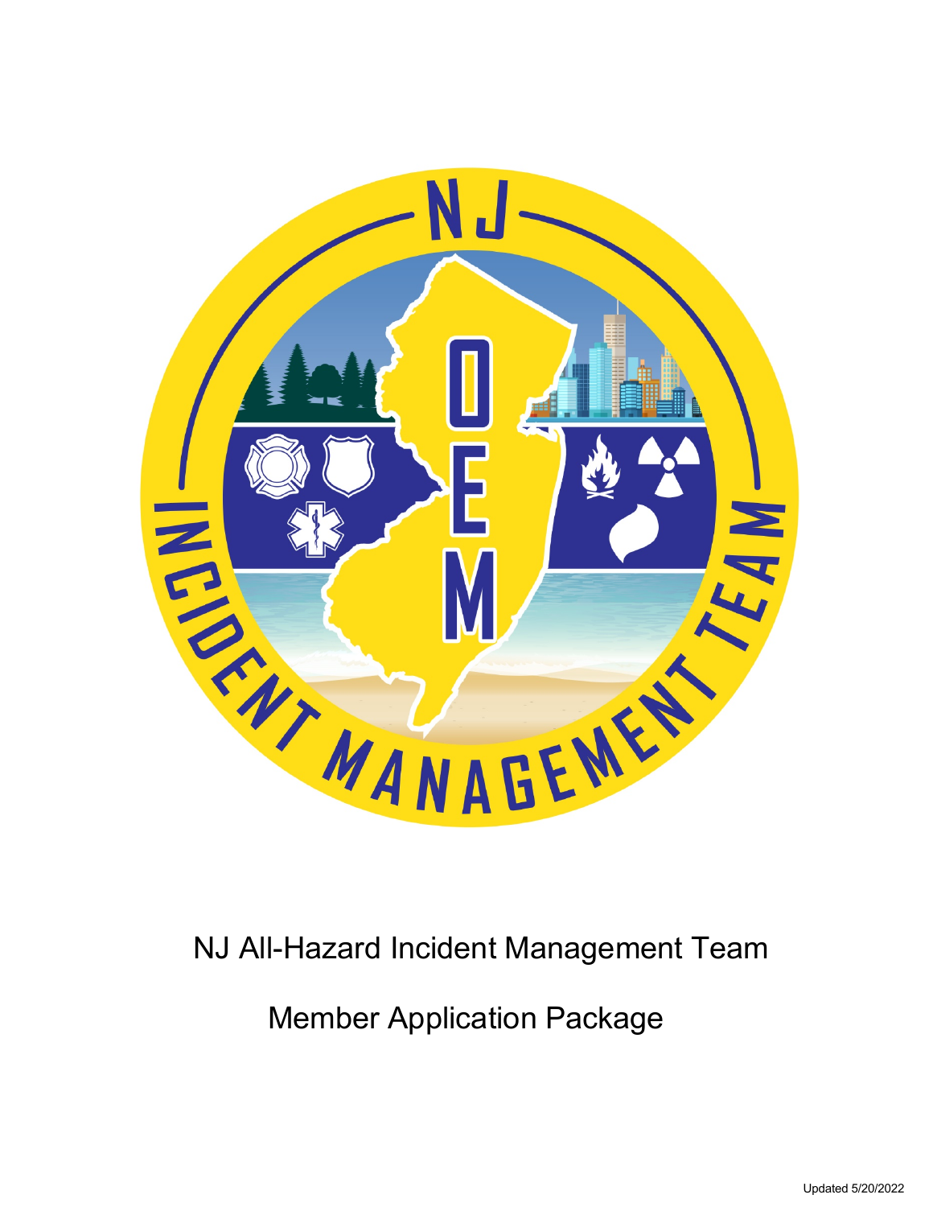# NJ All-Hazard Incident Management Team

## Member Application Package

Updated 5/20/2022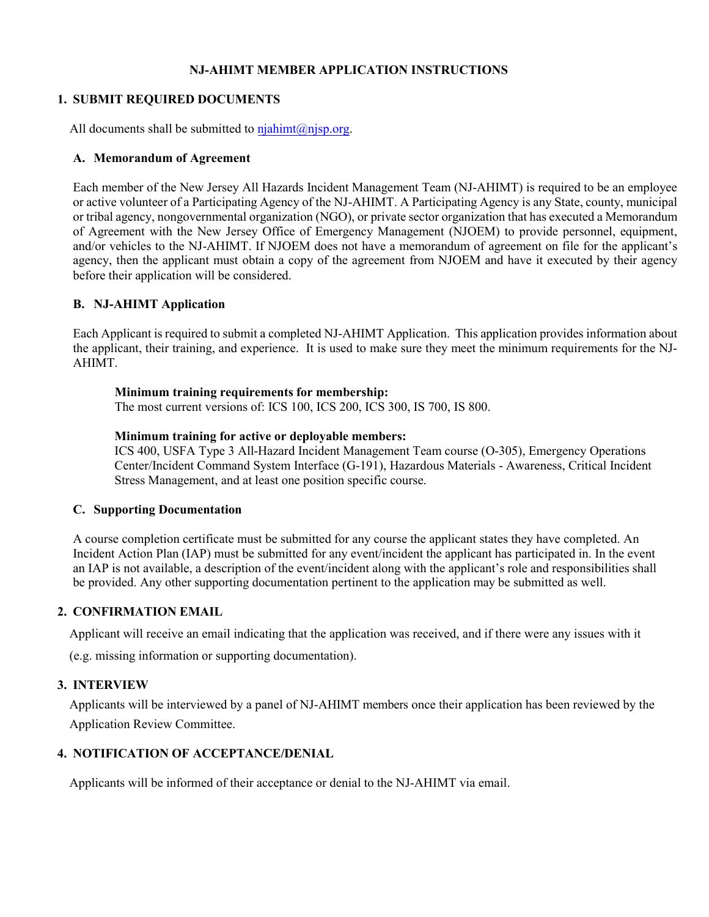# NJ-AHIMT MEMBER APPLICATION INSTRUCTIONS

## 1. SUBMIT REQUIRED DOCUMENTS

All documents shall be submitted to njahimt@njsp.org.

### A. Memorandum of Agreement

Each member of the New Jersey All Hazards Incident Management Team (NJ-AHIMT) is required to be an employee or active volunteer of a Participating Agency of the NJ-AHIMT. A Participating Agency is any State, county, municipal or tribal agency, nongovernmental organization (NGO), or private sector organization that has executed a Memorandum of Agreement with the New Jersey Office of Emergency Management (NJOEM) to provide personnel, equipment, and/or vehicles to the NJ-AHIMT. If NJOEM does not have a memorandum of agreement on file for the applicant's agency, then the applicant must obtain a copy of the agreement from NJOEM and have it executed by their agency before their application will be considered.

### B. NJ-AHIMT Application

Each Applicant is required to submit a completed NJ-AHIMT Application. This application provides information about the applicant, their training, and experience. It is used to make sure they meet the minimum requirements for the NJ-AHIMT.

**Minimum training requirements for membership:**
The most current versions of: ICS 100, ICS 200, ICS 300, IS 700, IS 800.

**Minimum training for active or deployable members:**
ICS 400, USFA Type 3 All-Hazard Incident Management Team course (O-305), Emergency Operations Center/Incident Command System Interface (G-191), Hazardous Materials - Awareness, Critical Incident Stress Management, and at least one position specific course.

### C. Supporting Documentation

A course completion certificate must be submitted for any course the applicant states they have completed. An Incident Action Plan (IAP) must be submitted for any event/incident the applicant has participated in. In the event an IAP is not available, a description of the event/incident along with the applicant's role and responsibilities shall be provided. Any other supporting documentation pertinent to the application may be submitted as well.

## 2. CONFIRMATION EMAIL

Applicant will receive an email indicating that the application was received, and if there were any issues with it (e.g. missing information or supporting documentation).

## 3. INTERVIEW

Applicants will be interviewed by a panel of NJ-AHIMT members once their application has been reviewed by the Application Review Committee.

## 4. NOTIFICATION OF ACCEPTANCE/DENIAL

Applicants will be informed of their acceptance or denial to the NJ-AHIMT via email.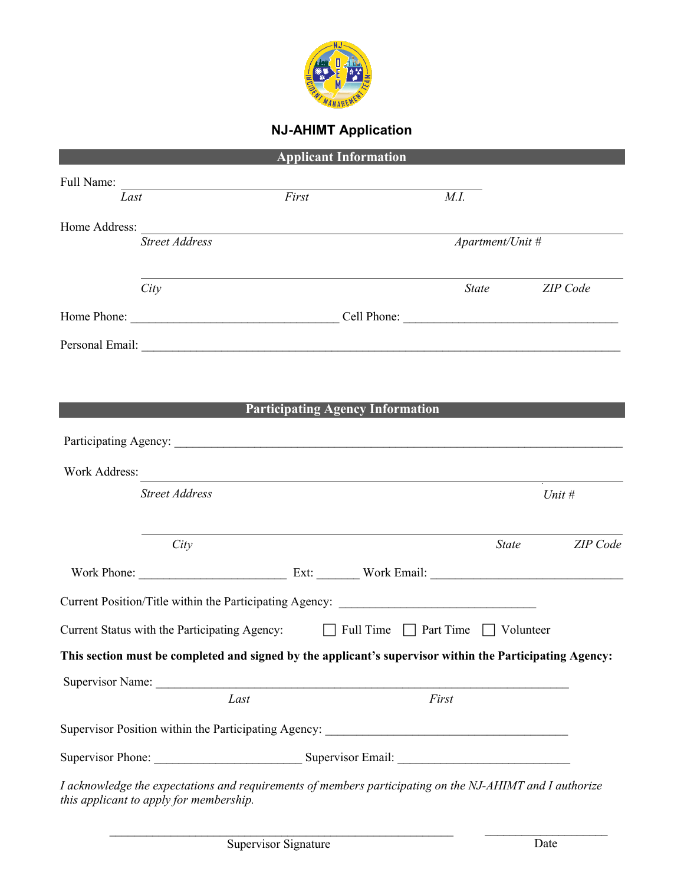# NJ-AHIMT Application

## Applicant Information

Full Name: ______________________________________________

*Last* *First* *M.I.*

Home Address: ______________________________________________

*Street Address* *Apartment/Unit #*

______________________________________________

*City* *State* *ZIP Code*

Home Phone: __________________________________ Cell Phone: __________________________________

Personal Email: ______________________________________________________________________________

## Participating Agency Information

Participating Agency: ___________________________________________________________________________

Work Address: ______________________________________________

*Street Address* *Unit #*

______________________________________________

*City* *State* *ZIP Code*

Work Phone: _______________________ Ext: _______ Work Email: ______________________________

Current Position/Title within the Participating Agency: _______________________________

Current Status with the Participating Agency: ☐ Full Time ☐ Part Time ☐ Volunteer

**This section must be completed and signed by the applicant's supervisor within the Participating Agency:**

Supervisor Name: ___________________________________________________________________

*Last* *First*

Supervisor Position within the Participating Agency: _______________________________________

Supervisor Phone: _______________________ Supervisor Email: ___________________________

*I acknowledge the expectations and requirements of members participating on the NJ-AHIMT and I authorize this applicant to apply for membership.*

_______________________________________________________ ____________________

Supervisor Signature Date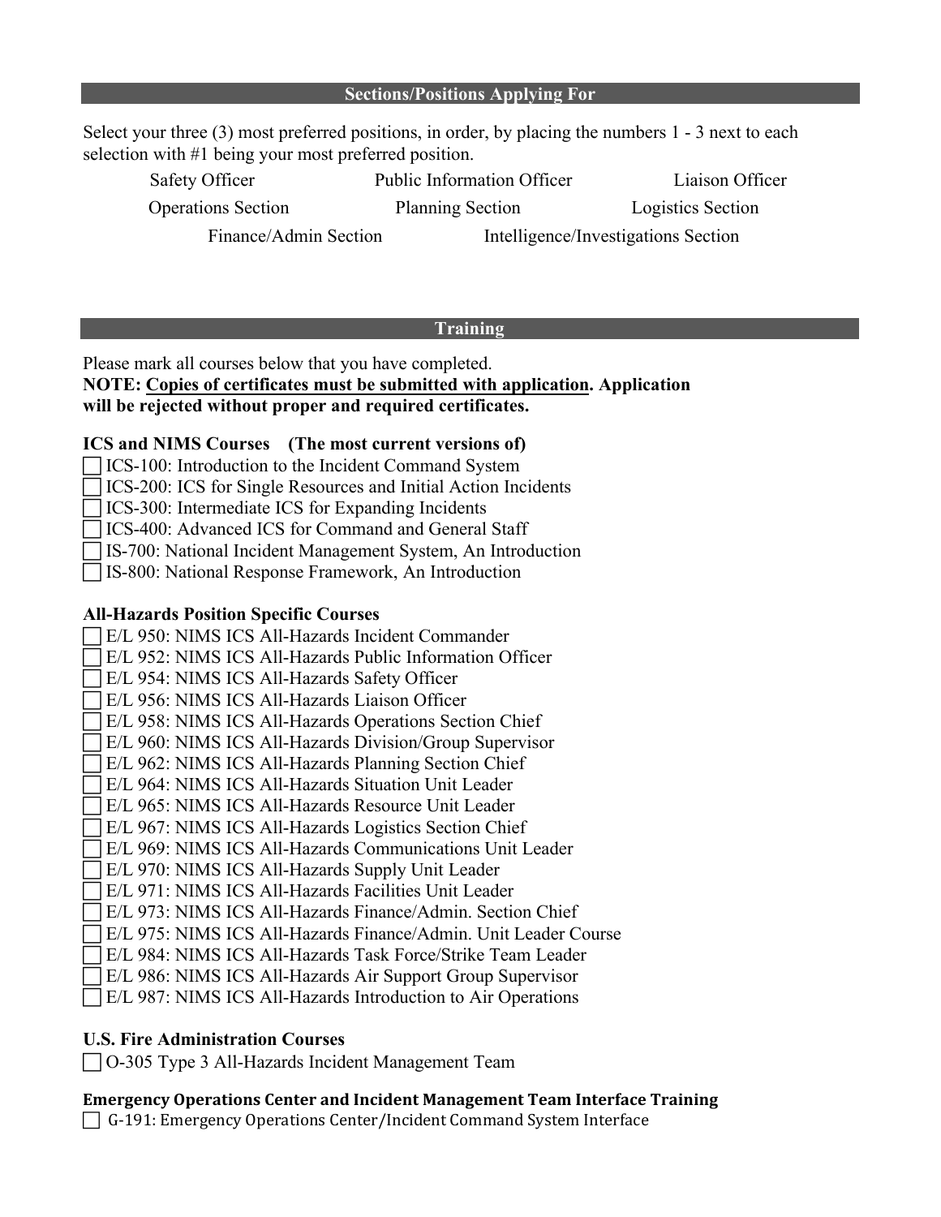## Sections/Positions Applying For

Select your three (3) most preferred positions, in order, by placing the numbers 1 - 3 next to each selection with #1 being your most preferred position.

Safety Officer

Public Information Officer

Liaison Officer

Operations Section

Planning Section

Logistics Section

Finance/Admin Section

Intelligence/Investigations Section

## Training

Please mark all courses below that you have completed.

**NOTE: <u>Copies of certificates must be submitted with application</u>. Application will be rejected without proper and required certificates.**

### ICS and NIMS Courses (The most current versions of)

- ☐ ICS-100: Introduction to the Incident Command System
- ☐ ICS-200: ICS for Single Resources and Initial Action Incidents
- ☐ ICS-300: Intermediate ICS for Expanding Incidents
- ☐ ICS-400: Advanced ICS for Command and General Staff
- ☐ IS-700: National Incident Management System, An Introduction
- ☐ IS-800: National Response Framework, An Introduction

### All-Hazards Position Specific Courses

- ☐ E/L 950: NIMS ICS All-Hazards Incident Commander
- ☐ E/L 952: NIMS ICS All-Hazards Public Information Officer
- ☐ E/L 954: NIMS ICS All-Hazards Safety Officer
- ☐ E/L 956: NIMS ICS All-Hazards Liaison Officer
- ☐ E/L 958: NIMS ICS All-Hazards Operations Section Chief
- ☐ E/L 960: NIMS ICS All-Hazards Division/Group Supervisor
- ☐ E/L 962: NIMS ICS All-Hazards Planning Section Chief
- ☐ E/L 964: NIMS ICS All-Hazards Situation Unit Leader
- ☐ E/L 965: NIMS ICS All-Hazards Resource Unit Leader
- ☐ E/L 967: NIMS ICS All-Hazards Logistics Section Chief
- ☐ E/L 969: NIMS ICS All-Hazards Communications Unit Leader
- ☐ E/L 970: NIMS ICS All-Hazards Supply Unit Leader
- ☐ E/L 971: NIMS ICS All-Hazards Facilities Unit Leader
- ☐ E/L 973: NIMS ICS All-Hazards Finance/Admin. Section Chief
- ☐ E/L 975: NIMS ICS All-Hazards Finance/Admin. Unit Leader Course
- ☐ E/L 984: NIMS ICS All-Hazards Task Force/Strike Team Leader
- ☐ E/L 986: NIMS ICS All-Hazards Air Support Group Supervisor
- ☐ E/L 987: NIMS ICS All-Hazards Introduction to Air Operations

### U.S. Fire Administration Courses

- ☐ O-305 Type 3 All-Hazards Incident Management Team

### Emergency Operations Center and Incident Management Team Interface Training

- ☐ G-191: Emergency Operations Center/Incident Command System Interface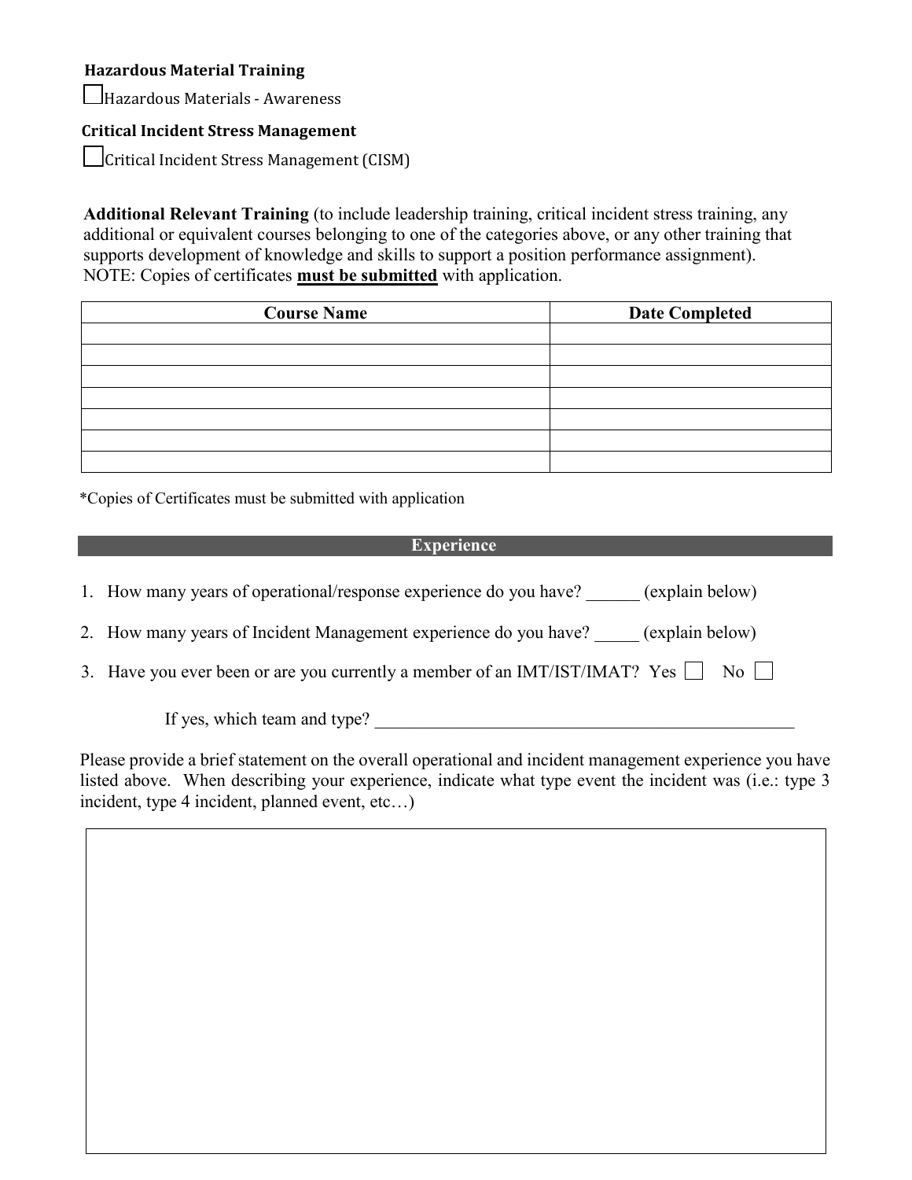**Hazardous Material Training**

☐ Hazardous Materials - Awareness

**Critical Incident Stress Management**

☐ Critical Incident Stress Management (CISM)

**Additional Relevant Training** (to include leadership training, critical incident stress training, any additional or equivalent courses belonging to one of the categories above, or any other training that supports development of knowledge and skills to support a position performance assignment). NOTE: Copies of certificates **must be submitted** with application.

| Course Name | Date Completed |
|---|---|
| | |
| | |
| | |
| | |
| | |
| | |
| | |

*Copies of Certificates must be submitted with application

## Experience

1. How many years of operational/response experience do you have? ______ (explain below)
2. How many years of Incident Management experience do you have? _____ (explain below)
3. Have you ever been or are you currently a member of an IMT/IST/IMAT? Yes ☐ No ☐

   If yes, which team and type? ________________________________________________

Please provide a brief statement on the overall operational and incident management experience you have listed above. When describing your experience, indicate what type event the incident was (i.e.: type 3 incident, type 4 incident, planned event, etc…)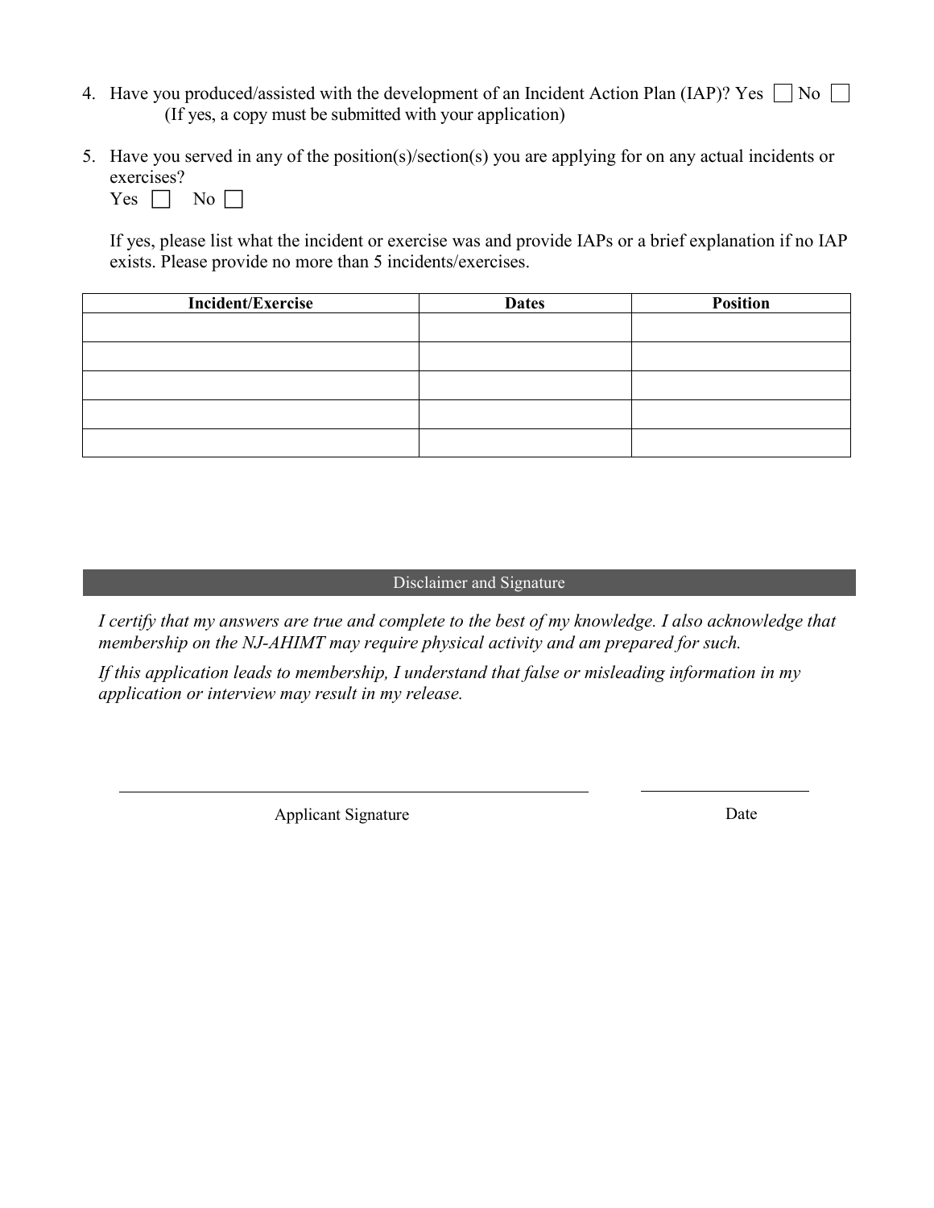4. Have you produced/assisted with the development of an Incident Action Plan (IAP)? Yes ☐ No ☐
   (If yes, a copy must be submitted with your application)

5. Have you served in any of the position(s)/section(s) you are applying for on any actual incidents or exercises?
   Yes ☐ No ☐

   If yes, please list what the incident or exercise was and provide IAPs or a brief explanation if no IAP exists. Please provide no more than 5 incidents/exercises.

| Incident/Exercise | Dates | Position |
|---|---|---|
| | | |
| | | |
| | | |
| | | |
| | | |

## Disclaimer and Signature

*I certify that my answers are true and complete to the best of my knowledge. I also acknowledge that membership on the NJ-AHIMT may require physical activity and am prepared for such.*

*If this application leads to membership, I understand that false or misleading information in my application or interview may result in my release.*

\_\_\_\_\_\_\_\_\_\_\_\_\_\_\_\_\_\_\_\_\_\_\_\_\_\_\_\_\_\_\_\_\_\_\_\_\_\_ \_\_\_\_\_\_\_\_\_\_\_\_\_\_\_\_\_\_\_\_

Applicant Signature Date